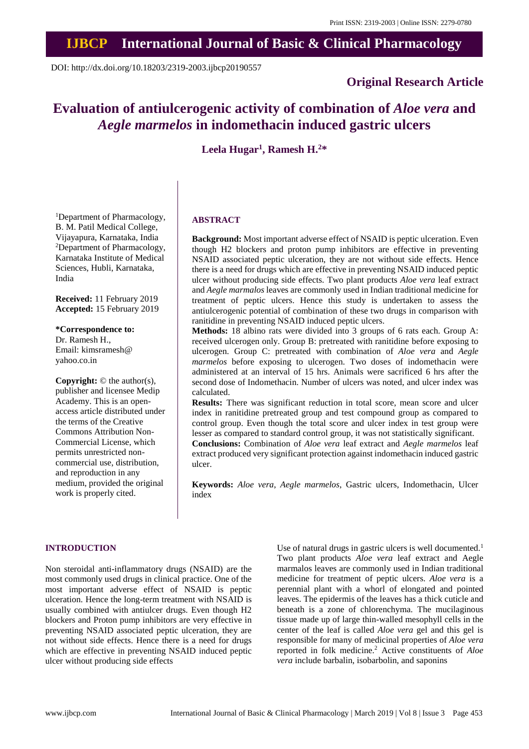Print ISSN: 2319-2003 | Online ISSN: 2279-0780

# IJBCP International Journal of Basic & Clinical Pharmacology

DOI: http://dx.doi.org/10.18203/2319-2003.ijbcp20190557

**Original Research Article**

# Evaluation of antiulcerogenic activity of combination of *Aloe vera* and *Aegle marmelos* in indomethacin induced gastric ulcers

**Leela Hugar[1], Ramesh H.[2]***

[1]Department of Pharmacology, B. M. Patil Medical College, Vijayapura, Karnataka, India
[2]Department of Pharmacology, Karnataka Institute of Medical Sciences, Hubli, Karnataka, India

**Received:** 11 February 2019
**Accepted:** 15 February 2019

***Correspondence to:**
Dr. Ramesh H.,
Email: kimsramesh@yahoo.co.in

**Copyright:** © the author(s), publisher and licensee Medip Academy. This is an open-access article distributed under the terms of the Creative Commons Attribution Non-Commercial License, which permits unrestricted non-commercial use, distribution, and reproduction in any medium, provided the original work is properly cited.

## ABSTRACT

**Background:** Most important adverse effect of NSAID is peptic ulceration. Even though H2 blockers and proton pump inhibitors are effective in preventing NSAID associated peptic ulceration, they are not without side effects. Hence there is a need for drugs which are effective in preventing NSAID induced peptic ulcer without producing side effects. Two plant products *Aloe vera* leaf extract and *Aegle marmalos* leaves are commonly used in Indian traditional medicine for treatment of peptic ulcers. Hence this study is undertaken to assess the antiulcerogenic potential of combination of these two drugs in comparison with ranitidine in preventing NSAID induced peptic ulcers.

**Methods:** 18 albino rats were divided into 3 groups of 6 rats each. Group A: received ulcerogen only. Group B: pretreated with ranitidine before exposing to ulcerogen. Group C: pretreated with combination of *Aloe vera* and *Aegle marmelos* before exposing to ulcerogen. Two doses of indomethacin were administered at an interval of 15 hrs. Animals were sacrificed 6 hrs after the second dose of Indomethacin. Number of ulcers was noted, and ulcer index was calculated.

**Results:** There was significant reduction in total score, mean score and ulcer index in ranitidine pretreated group and test compound group as compared to control group. Even though the total score and ulcer index in test group were lesser as compared to standard control group, it was not statistically significant.

**Conclusions:** Combination of *Aloe vera* leaf extract and *Aegle marmelos* leaf extract produced very significant protection against indomethacin induced gastric ulcer.

**Keywords:** *Aloe vera*, *Aegle marmelos*, Gastric ulcers, Indomethacin, Ulcer index

## INTRODUCTION

Non steroidal anti-inflammatory drugs (NSAID) are the most commonly used drugs in clinical practice. One of the most important adverse effect of NSAID is peptic ulceration. Hence the long-term treatment with NSAID is usually combined with antiulcer drugs. Even though H2 blockers and Proton pump inhibitors are very effective in preventing NSAID associated peptic ulceration, they are not without side effects. Hence there is a need for drugs which are effective in preventing NSAID induced peptic ulcer without producing side effects

Use of natural drugs in gastric ulcers is well documented.[1] Two plant products *Aloe vera* leaf extract and Aegle marmalos leaves are commonly used in Indian traditional medicine for treatment of peptic ulcers. *Aloe vera* is a perennial plant with a whorl of elongated and pointed leaves. The epidermis of the leaves has a thick cuticle and beneath is a zone of chlorenchyma. The mucilaginous tissue made up of large thin-walled mesophyll cells in the center of the leaf is called *Aloe vera* gel and this gel is responsible for many of medicinal properties of *Aloe vera* reported in folk medicine.[2] Active constituents of *Aloe vera* include barbalin, isobarbolin, and saponins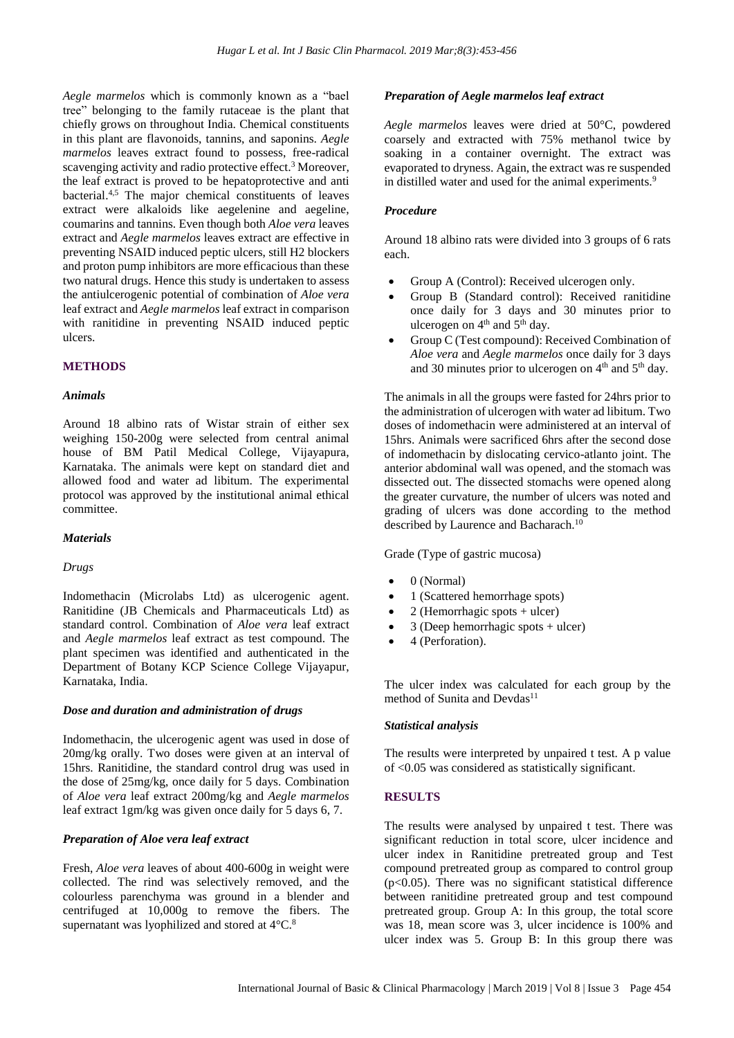*Aegle marmelos* which is commonly known as a "bael tree" belonging to the family rutaceae is the plant that chiefly grows on throughout India. Chemical constituents in this plant are flavonoids, tannins, and saponins. *Aegle marmelos* leaves extract found to possess, free-radical scavenging activity and radio protective effect.[3] Moreover, the leaf extract is proved to be hepatoprotective and anti bacterial.[4,5] The major chemical constituents of leaves extract were alkaloids like aegelenine and aegeline, coumarins and tannins. Even though both *Aloe vera* leaves extract and *Aegle marmelos* leaves extract are effective in preventing NSAID induced peptic ulcers, still H2 blockers and proton pump inhibitors are more efficacious than these two natural drugs. Hence this study is undertaken to assess the antiulcerogenic potential of combination of *Aloe vera* leaf extract and *Aegle marmelos* leaf extract in comparison with ranitidine in preventing NSAID induced peptic ulcers.

## METHODS

### *Animals*

Around 18 albino rats of Wistar strain of either sex weighing 150-200g were selected from central animal house of BM Patil Medical College, Vijayapura, Karnataka. The animals were kept on standard diet and allowed food and water ad libitum. The experimental protocol was approved by the institutional animal ethical committee.

### *Materials*

#### *Drugs*

Indomethacin (Microlabs Ltd) as ulcerogenic agent. Ranitidine (JB Chemicals and Pharmaceuticals Ltd) as standard control. Combination of *Aloe vera* leaf extract and *Aegle marmelos* leaf extract as test compound. The plant specimen was identified and authenticated in the Department of Botany KCP Science College Vijayapur, Karnataka, India.

### *Dose and duration and administration of drugs*

Indomethacin, the ulcerogenic agent was used in dose of 20mg/kg orally. Two doses were given at an interval of 15hrs. Ranitidine, the standard control drug was used in the dose of 25mg/kg, once daily for 5 days. Combination of *Aloe vera* leaf extract 200mg/kg and *Aegle marmelos* leaf extract 1gm/kg was given once daily for 5 days 6, 7.

### *Preparation of Aloe vera leaf extract*

Fresh, *Aloe vera* leaves of about 400-600g in weight were collected. The rind was selectively removed, and the colourless parenchyma was ground in a blender and centrifuged at 10,000g to remove the fibers. The supernatant was lyophilized and stored at 4°C.[8]

### *Preparation of Aegle marmelos leaf extract*

*Aegle marmelos* leaves were dried at 50°C, powdered coarsely and extracted with 75% methanol twice by soaking in a container overnight. The extract was evaporated to dryness. Again, the extract was re suspended in distilled water and used for the animal experiments.[9]

### *Procedure*

Around 18 albino rats were divided into 3 groups of 6 rats each.

- Group A (Control): Received ulcerogen only.
- Group B (Standard control): Received ranitidine once daily for 3 days and 30 minutes prior to ulcerogen on 4th and 5th day.
- Group C (Test compound): Received Combination of *Aloe vera* and *Aegle marmelos* once daily for 3 days and 30 minutes prior to ulcerogen on 4th and 5th day.

The animals in all the groups were fasted for 24hrs prior to the administration of ulcerogen with water ad libitum. Two doses of indomethacin were administered at an interval of 15hrs. Animals were sacrificed 6hrs after the second dose of indomethacin by dislocating cervico-atlanto joint. The anterior abdominal wall was opened, and the stomach was dissected out. The dissected stomachs were opened along the greater curvature, the number of ulcers was noted and grading of ulcers was done according to the method described by Laurence and Bacharach.[10]

Grade (Type of gastric mucosa)

- 0 (Normal)
- 1 (Scattered hemorrhage spots)
- 2 (Hemorrhagic spots + ulcer)
- 3 (Deep hemorrhagic spots + ulcer)
- 4 (Perforation).

The ulcer index was calculated for each group by the method of Sunita and Devdas[11]

### *Statistical analysis*

The results were interpreted by unpaired t test. A p value of <0.05 was considered as statistically significant.

## RESULTS

The results were analysed by unpaired t test. There was significant reduction in total score, ulcer incidence and ulcer index in Ranitidine pretreated group and Test compound pretreated group as compared to control group ($p<0.05$). There was no significant statistical difference between ranitidine pretreated group and test compound pretreated group. Group A: In this group, the total score was 18, mean score was 3, ulcer incidence is 100% and ulcer index was 5. Group B: In this group there was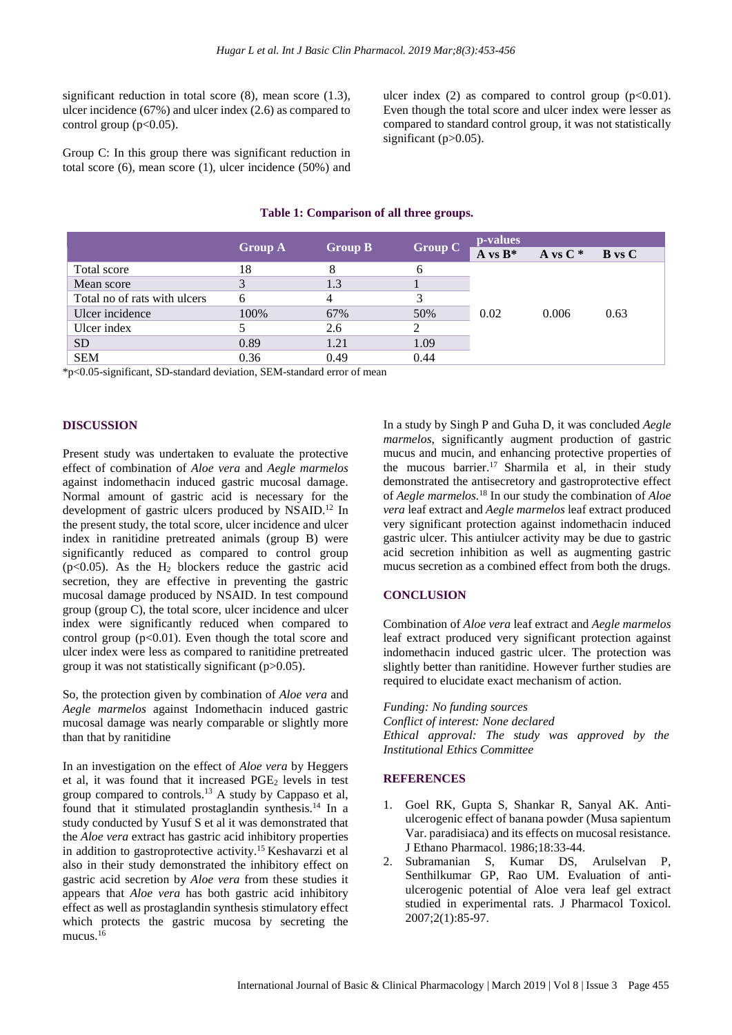significant reduction in total score (8), mean score (1.3), ulcer incidence (67%) and ulcer index (2.6) as compared to control group ($p<0.05$).

Group C: In this group there was significant reduction in total score (6), mean score (1), ulcer incidence (50%) and ulcer index (2) as compared to control group ($p<0.01$). Even though the total score and ulcer index were lesser as compared to standard control group, it was not statistically significant ($p>0.05$).

**Table 1: Comparison of all three groups.**

| | Group A | Group B | Group C | p-values | | |
|---|---|---|---|---|---|---|
| | | | | A vs B* | A vs C * | B vs C |
| Total score | 18 | 8 | 6 | 0.02 | 0.006 | 0.63 |
| Mean score | 3 | 1.3 | 1 | | | |
| Total no of rats with ulcers | 6 | 4 | 3 | | | |
| Ulcer incidence | 100% | 67% | 50% | | | |
| Ulcer index | 5 | 2.6 | 2 | | | |
| SD | 0.89 | 1.21 | 1.09 | | | |
| SEM | 0.36 | 0.49 | 0.44 | | | |

*$p<0.05$-significant, SD-standard deviation, SEM-standard error of mean

## DISCUSSION

Present study was undertaken to evaluate the protective effect of combination of *Aloe vera* and *Aegle marmelos* against indomethacin induced gastric mucosal damage. Normal amount of gastric acid is necessary for the development of gastric ulcers produced by NSAID.[12] In the present study, the total score, ulcer incidence and ulcer index in ranitidine pretreated animals (group B) were significantly reduced as compared to control group ($p<0.05$). As the $H_2$ blockers reduce the gastric acid secretion, they are effective in preventing the gastric mucosal damage produced by NSAID. In test compound group (group C), the total score, ulcer incidence and ulcer index were significantly reduced when compared to control group ($p<0.01$). Even though the total score and ulcer index were less as compared to ranitidine pretreated group it was not statistically significant ($p>0.05$).

So, the protection given by combination of *Aloe vera* and *Aegle marmelos* against Indomethacin induced gastric mucosal damage was nearly comparable or slightly more than that by ranitidine

In an investigation on the effect of *Aloe vera* by Heggers et al, it was found that it increased $PGE_2$ levels in test group compared to controls.[13] A study by Cappaso et al, found that it stimulated prostaglandin synthesis.[14] In a study conducted by Yusuf S et al it was demonstrated that the *Aloe vera* extract has gastric acid inhibitory properties in addition to gastroprotective activity.[15] Keshavarzi et al also in their study demonstrated the inhibitory effect on gastric acid secretion by *Aloe vera* from these studies it appears that *Aloe vera* has both gastric acid inhibitory effect as well as prostaglandin synthesis stimulatory effect which protects the gastric mucosa by secreting the mucus.[16]

In a study by Singh P and Guha D, it was concluded *Aegle marmelos*, significantly augment production of gastric mucus and mucin, and enhancing protective properties of the mucous barrier.[17] Sharmila et al, in their study demonstrated the antisecretory and gastroprotective effect of *Aegle marmelos*.[18] In our study the combination of *Aloe vera* leaf extract and *Aegle marmelos* leaf extract produced very significant protection against indomethacin induced gastric ulcer. This antiulcer activity may be due to gastric acid secretion inhibition as well as augmenting gastric mucus secretion as a combined effect from both the drugs.

## CONCLUSION

Combination of *Aloe vera* leaf extract and *Aegle marmelos* leaf extract produced very significant protection against indomethacin induced gastric ulcer. The protection was slightly better than ranitidine. However further studies are required to elucidate exact mechanism of action.

*Funding: No funding sources*
*Conflict of interest: None declared*
*Ethical approval: The study was approved by the Institutional Ethics Committee*

## REFERENCES

1. Goel RK, Gupta S, Shankar R, Sanyal AK. Anti-ulcerogenic effect of banana powder (Musa sapientum Var. paradisiaca) and its effects on mucosal resistance. J Ethano Pharmacol. 1986;18:33-44.
2. Subramanian S, Kumar DS, Arulselvan P, Senthilkumar GP, Rao UM. Evaluation of anti-ulcerogenic potential of Aloe vera leaf gel extract studied in experimental rats. J Pharmacol Toxicol. 2007;2(1):85-97.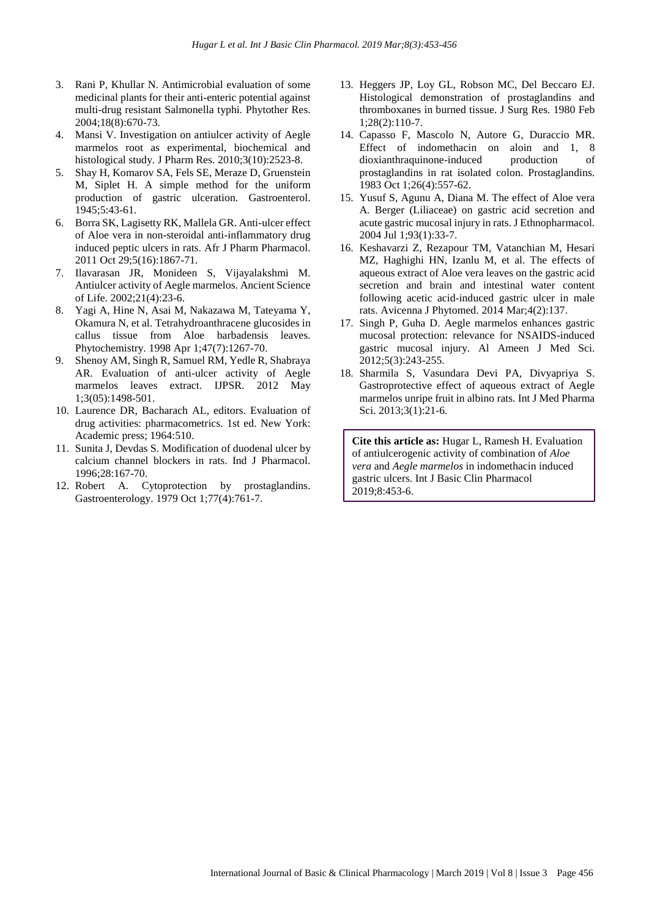3. Rani P, Khullar N. Antimicrobial evaluation of some medicinal plants for their anti-enteric potential against multi-drug resistant Salmonella typhi. Phytother Res. 2004;18(8):670-73.
4. Mansi V. Investigation on antiulcer activity of Aegle marmelos root as experimental, biochemical and histological study. J Pharm Res. 2010;3(10):2523-8.
5. Shay H, Komarov SA, Fels SE, Meraze D, Gruenstein M, Siplet H. A simple method for the uniform production of gastric ulceration. Gastroenterol. 1945;5:43-61.
6. Borra SK, Lagisetty RK, Mallela GR. Anti-ulcer effect of Aloe vera in non-steroidal anti-inflammatory drug induced peptic ulcers in rats. Afr J Pharm Pharmacol. 2011 Oct 29;5(16):1867-71.
7. Ilavarasan JR, Monideen S, Vijayalakshmi M. Antiulcer activity of Aegle marmelos. Ancient Science of Life. 2002;21(4):23-6.
8. Yagi A, Hine N, Asai M, Nakazawa M, Tateyama Y, Okamura N, et al. Tetrahydroanthracene glucosides in callus tissue from Aloe barbadensis leaves. Phytochemistry. 1998 Apr 1;47(7):1267-70.
9. Shenoy AM, Singh R, Samuel RM, Yedle R, Shabraya AR. Evaluation of anti-ulcer activity of Aegle marmelos leaves extract. IJPSR. 2012 May 1;3(05):1498-501.
10. Laurence DR, Bacharach AL, editors. Evaluation of drug activities: pharmacometrics. 1st ed. New York: Academic press; 1964:510.
11. Sunita J, Devdas S. Modification of duodenal ulcer by calcium channel blockers in rats. Ind J Pharmacol. 1996;28:167-70.
12. Robert A. Cytoprotection by prostaglandins. Gastroenterology. 1979 Oct 1;77(4):761-7.
13. Heggers JP, Loy GL, Robson MC, Del Beccaro EJ. Histological demonstration of prostaglandins and thromboxanes in burned tissue. J Surg Res. 1980 Feb 1;28(2):110-7.
14. Capasso F, Mascolo N, Autore G, Duraccio MR. Effect of indomethacin on aloin and 1, 8 dioxianthraquinone-induced production of prostaglandins in rat isolated colon. Prostaglandins. 1983 Oct 1;26(4):557-62.
15. Yusuf S, Agunu A, Diana M. The effect of Aloe vera A. Berger (Liliaceae) on gastric acid secretion and acute gastric mucosal injury in rats. J Ethnopharmacol. 2004 Jul 1;93(1):33-7.
16. Keshavarzi Z, Rezapour TM, Vatanchian M, Hesari MZ, Haghighi HN, Izanlu M, et al. The effects of aqueous extract of Aloe vera leaves on the gastric acid secretion and brain and intestinal water content following acetic acid-induced gastric ulcer in male rats. Avicenna J Phytomed. 2014 Mar;4(2):137.
17. Singh P, Guha D. Aegle marmelos enhances gastric mucosal protection: relevance for NSAIDS-induced gastric mucosal injury. Al Ameen J Med Sci. 2012;5(3):243-255.
18. Sharmila S, Vasundara Devi PA, Divyapriya S. Gastroprotective effect of aqueous extract of Aegle marmelos unripe fruit in albino rats. Int J Med Pharma Sci. 2013;3(1):21-6.

**Cite this article as:** Hugar L, Ramesh H. Evaluation of antiulcerogenic activity of combination of *Aloe vera* and *Aegle marmelos* in indomethacin induced gastric ulcers. Int J Basic Clin Pharmacol 2019;8:453-6.